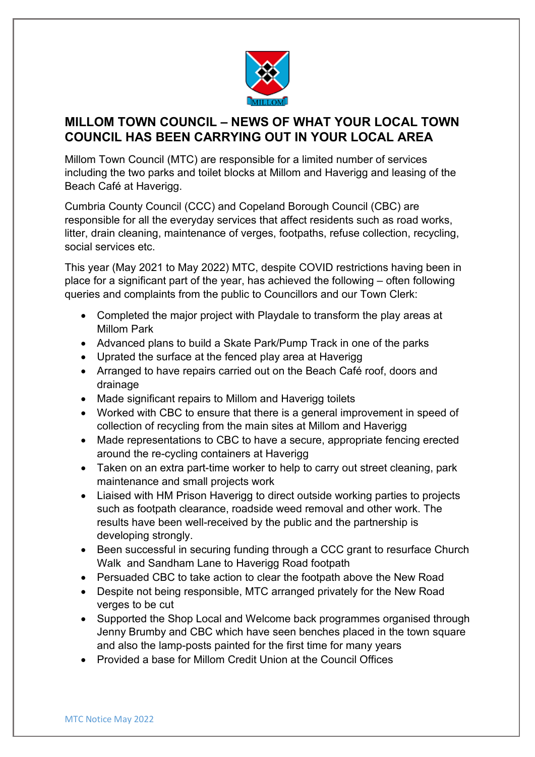# MILLOM TOWN COUNCIL – NEWS OF WHAT YOUR LOCAL TOWN COUNCIL HAS BEEN CARRYING OUT IN YOUR LOCAL AREA

Millom Town Council (MTC) are responsible for a limited number of services including the two parks and toilet blocks at Millom and Haverigg and leasing of the Beach Café at Haverigg.

Cumbria County Council (CCC) and Copeland Borough Council (CBC) are responsible for all the everyday services that affect residents such as road works, litter, drain cleaning, maintenance of verges, footpaths, refuse collection, recycling, social services etc.

This year (May 2021 to May 2022) MTC, despite COVID restrictions having been in place for a significant part of the year, has achieved the following – often following queries and complaints from the public to Councillors and our Town Clerk:

- Completed the major project with Playdale to transform the play areas at Millom Park
- Advanced plans to build a Skate Park/Pump Track in one of the parks
- Uprated the surface at the fenced play area at Haverigg
- Arranged to have repairs carried out on the Beach Café roof, doors and drainage
- Made significant repairs to Millom and Haverigg toilets
- Worked with CBC to ensure that there is a general improvement in speed of collection of recycling from the main sites at Millom and Haverigg
- Made representations to CBC to have a secure, appropriate fencing erected around the re-cycling containers at Haverigg
- Taken on an extra part-time worker to help to carry out street cleaning, park maintenance and small projects work
- Liaised with HM Prison Haverigg to direct outside working parties to projects such as footpath clearance, roadside weed removal and other work. The results have been well-received by the public and the partnership is developing strongly.
- Been successful in securing funding through a CCC grant to resurface Church Walk and Sandham Lane to Haverigg Road footpath
- Persuaded CBC to take action to clear the footpath above the New Road
- Despite not being responsible, MTC arranged privately for the New Road verges to be cut
- Supported the Shop Local and Welcome back programmes organised through Jenny Brumby and CBC which have seen benches placed in the town square and also the lamp-posts painted for the first time for many years
- Provided a base for Millom Credit Union at the Council Offices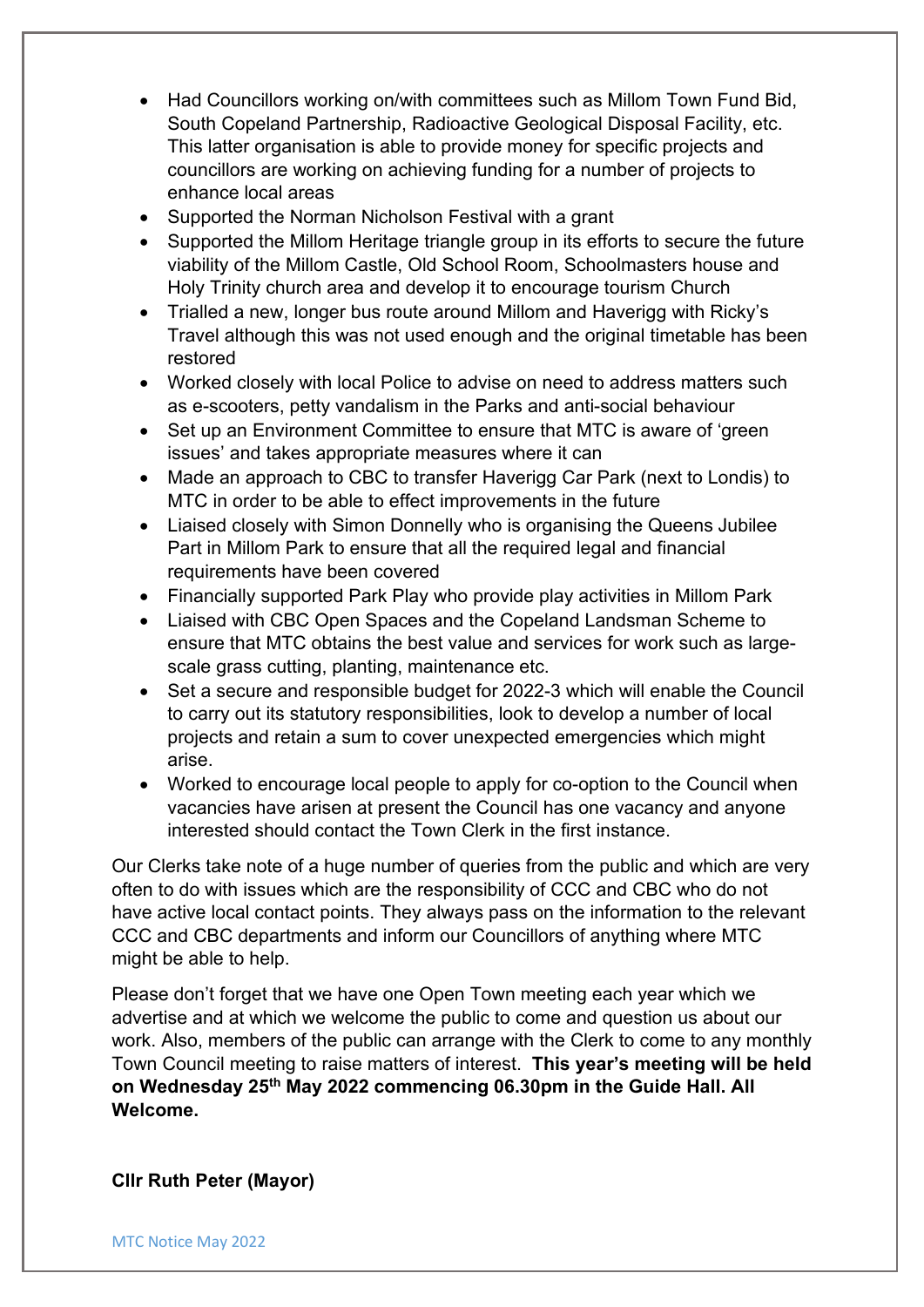- Had Councillors working on/with committees such as Millom Town Fund Bid, South Copeland Partnership, Radioactive Geological Disposal Facility, etc. This latter organisation is able to provide money for specific projects and councillors are working on achieving funding for a number of projects to enhance local areas
- Supported the Norman Nicholson Festival with a grant
- Supported the Millom Heritage triangle group in its efforts to secure the future viability of the Millom Castle, Old School Room, Schoolmasters house and Holy Trinity church area and develop it to encourage tourism Church
- Trialled a new, longer bus route around Millom and Haverigg with Ricky's Travel although this was not used enough and the original timetable has been restored
- Worked closely with local Police to advise on need to address matters such as e-scooters, petty vandalism in the Parks and anti-social behaviour
- Set up an Environment Committee to ensure that MTC is aware of 'green issues' and takes appropriate measures where it can
- Made an approach to CBC to transfer Haverigg Car Park (next to Londis) to MTC in order to be able to effect improvements in the future
- Liaised closely with Simon Donnelly who is organising the Queens Jubilee Part in Millom Park to ensure that all the required legal and financial requirements have been covered
- Financially supported Park Play who provide play activities in Millom Park
- Liaised with CBC Open Spaces and the Copeland Landsman Scheme to ensure that MTC obtains the best value and services for work such as large-scale grass cutting, planting, maintenance etc.
- Set a secure and responsible budget for 2022-3 which will enable the Council to carry out its statutory responsibilities, look to develop a number of local projects and retain a sum to cover unexpected emergencies which might arise.
- Worked to encourage local people to apply for co-option to the Council when vacancies have arisen at present the Council has one vacancy and anyone interested should contact the Town Clerk in the first instance.

Our Clerks take note of a huge number of queries from the public and which are very often to do with issues which are the responsibility of CCC and CBC who do not have active local contact points. They always pass on the information to the relevant CCC and CBC departments and inform our Councillors of anything where MTC might be able to help.

Please don't forget that we have one Open Town meeting each year which we advertise and at which we welcome the public to come and question us about our work. Also, members of the public can arrange with the Clerk to come to any monthly Town Council meeting to raise matters of interest. **This year's meeting will be held on Wednesday 25th May 2022 commencing 06.30pm in the Guide Hall. All Welcome.**

**Cllr Ruth Peter (Mayor)**